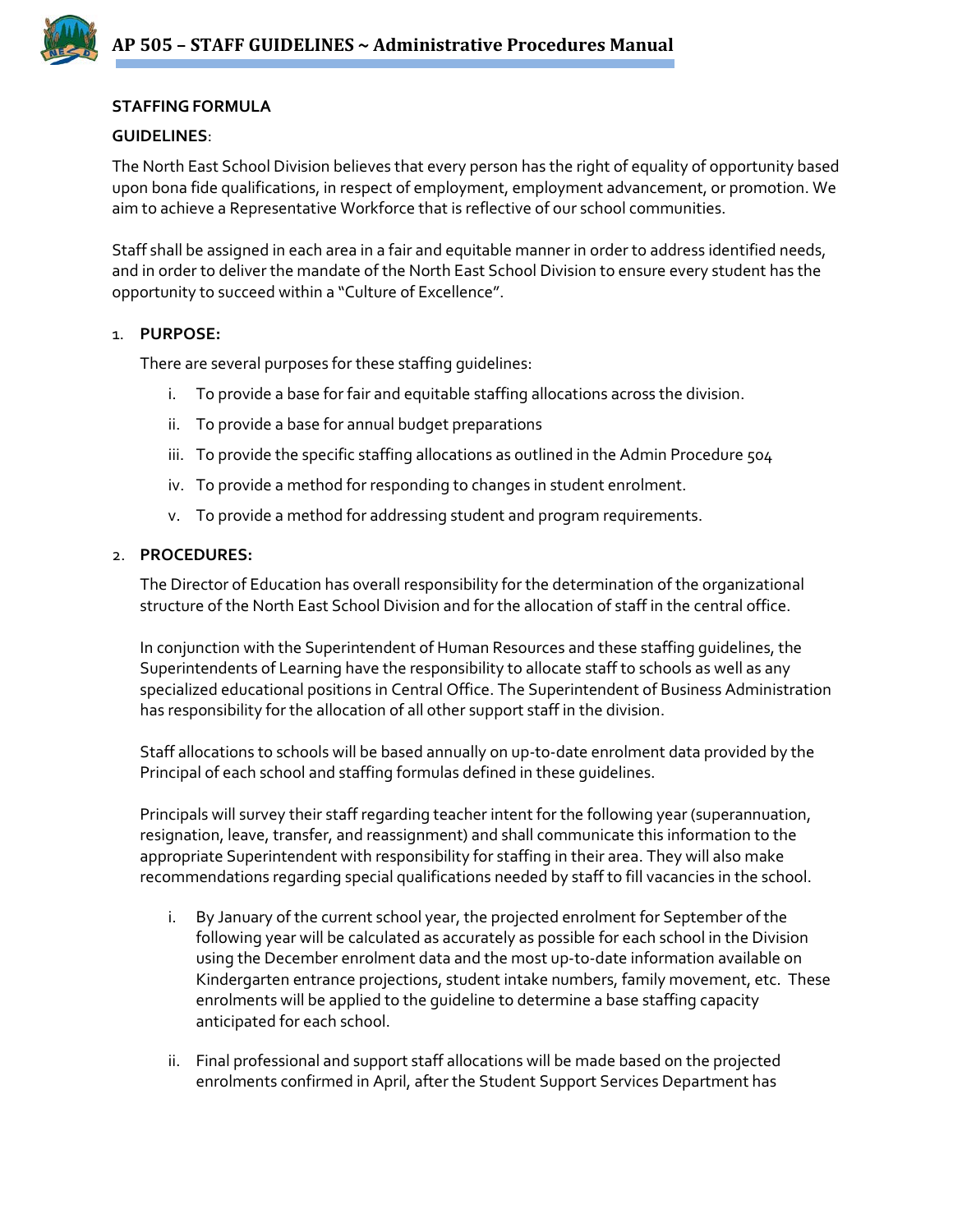**STAFFING FORMULA**

**GUIDELINES**:

The North East School Division believes that every person has the right of equality of opportunity based upon bona fide qualifications, in respect of employment, employment advancement, or promotion. We aim to achieve a Representative Workforce that is reflective of our school communities.

Staff shall be assigned in each area in a fair and equitable manner in order to address identified needs, and in order to deliver the mandate of the North East School Division to ensure every student has the opportunity to succeed within a "Culture of Excellence".

1. **PURPOSE:**

   There are several purposes for these staffing guidelines:

   i. To provide a base for fair and equitable staffing allocations across the division.

   ii. To provide a base for annual budget preparations

   iii. To provide the specific staffing allocations as outlined in the Admin Procedure 504

   iv. To provide a method for responding to changes in student enrolment.

   v. To provide a method for addressing student and program requirements.

2. **PROCEDURES:**

   The Director of Education has overall responsibility for the determination of the organizational structure of the North East School Division and for the allocation of staff in the central office.

   In conjunction with the Superintendent of Human Resources and these staffing guidelines, the Superintendents of Learning have the responsibility to allocate staff to schools as well as any specialized educational positions in Central Office. The Superintendent of Business Administration has responsibility for the allocation of all other support staff in the division.

   Staff allocations to schools will be based annually on up-to-date enrolment data provided by the Principal of each school and staffing formulas defined in these guidelines.

   Principals will survey their staff regarding teacher intent for the following year (superannuation, resignation, leave, transfer, and reassignment) and shall communicate this information to the appropriate Superintendent with responsibility for staffing in their area. They will also make recommendations regarding special qualifications needed by staff to fill vacancies in the school.

   i. By January of the current school year, the projected enrolment for September of the following year will be calculated as accurately as possible for each school in the Division using the December enrolment data and the most up-to-date information available on Kindergarten entrance projections, student intake numbers, family movement, etc. These enrolments will be applied to the guideline to determine a base staffing capacity anticipated for each school.

   ii. Final professional and support staff allocations will be made based on the projected enrolments confirmed in April, after the Student Support Services Department has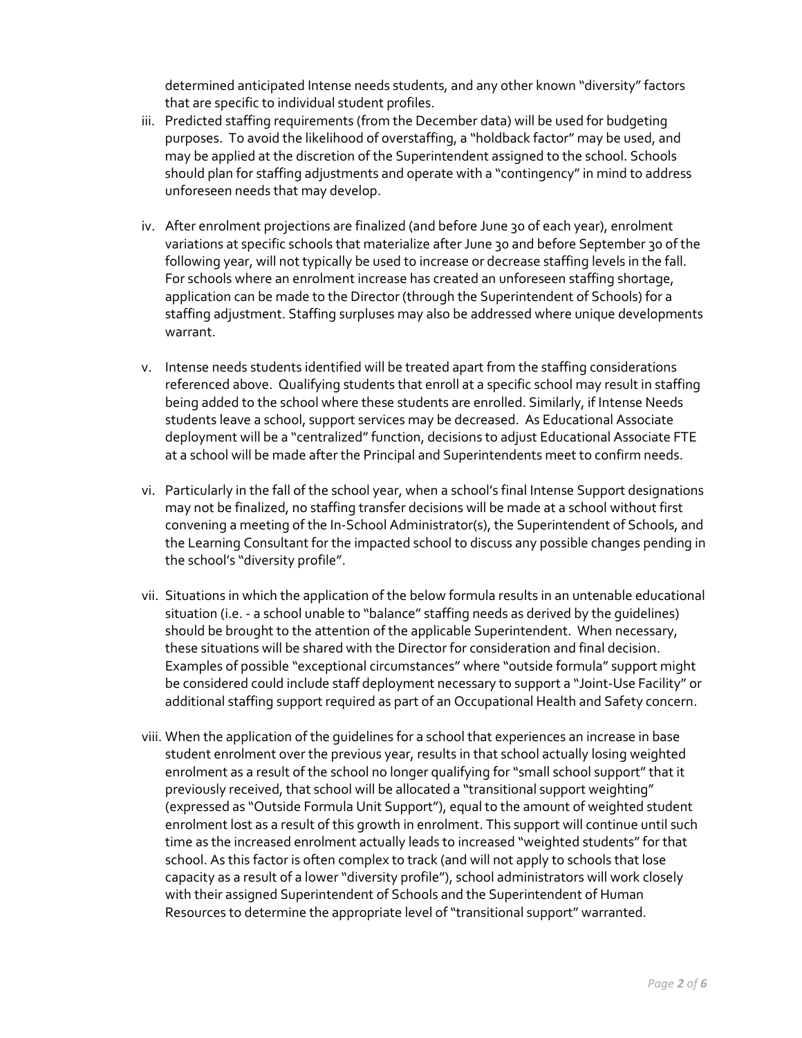determined anticipated Intense needs students, and any other known "diversity" factors that are specific to individual student profiles.

iii. Predicted staffing requirements (from the December data) will be used for budgeting purposes. To avoid the likelihood of overstaffing, a "holdback factor" may be used, and may be applied at the discretion of the Superintendent assigned to the school. Schools should plan for staffing adjustments and operate with a "contingency" in mind to address unforeseen needs that may develop.

iv. After enrolment projections are finalized (and before June 30 of each year), enrolment variations at specific schools that materialize after June 30 and before September 30 of the following year, will not typically be used to increase or decrease staffing levels in the fall. For schools where an enrolment increase has created an unforeseen staffing shortage, application can be made to the Director (through the Superintendent of Schools) for a staffing adjustment. Staffing surpluses may also be addressed where unique developments warrant.

v. Intense needs students identified will be treated apart from the staffing considerations referenced above. Qualifying students that enroll at a specific school may result in staffing being added to the school where these students are enrolled. Similarly, if Intense Needs students leave a school, support services may be decreased. As Educational Associate deployment will be a "centralized" function, decisions to adjust Educational Associate FTE at a school will be made after the Principal and Superintendents meet to confirm needs.

vi. Particularly in the fall of the school year, when a school's final Intense Support designations may not be finalized, no staffing transfer decisions will be made at a school without first convening a meeting of the In-School Administrator(s), the Superintendent of Schools, and the Learning Consultant for the impacted school to discuss any possible changes pending in the school's "diversity profile".

vii. Situations in which the application of the below formula results in an untenable educational situation (i.e. - a school unable to "balance" staffing needs as derived by the guidelines) should be brought to the attention of the applicable Superintendent. When necessary, these situations will be shared with the Director for consideration and final decision. Examples of possible "exceptional circumstances" where "outside formula" support might be considered could include staff deployment necessary to support a "Joint-Use Facility" or additional staffing support required as part of an Occupational Health and Safety concern.

viii. When the application of the guidelines for a school that experiences an increase in base student enrolment over the previous year, results in that school actually losing weighted enrolment as a result of the school no longer qualifying for "small school support" that it previously received, that school will be allocated a "transitional support weighting" (expressed as "Outside Formula Unit Support"), equal to the amount of weighted student enrolment lost as a result of this growth in enrolment. This support will continue until such time as the increased enrolment actually leads to increased "weighted students" for that school. As this factor is often complex to track (and will not apply to schools that lose capacity as a result of a lower "diversity profile"), school administrators will work closely with their assigned Superintendent of Schools and the Superintendent of Human Resources to determine the appropriate level of "transitional support" warranted.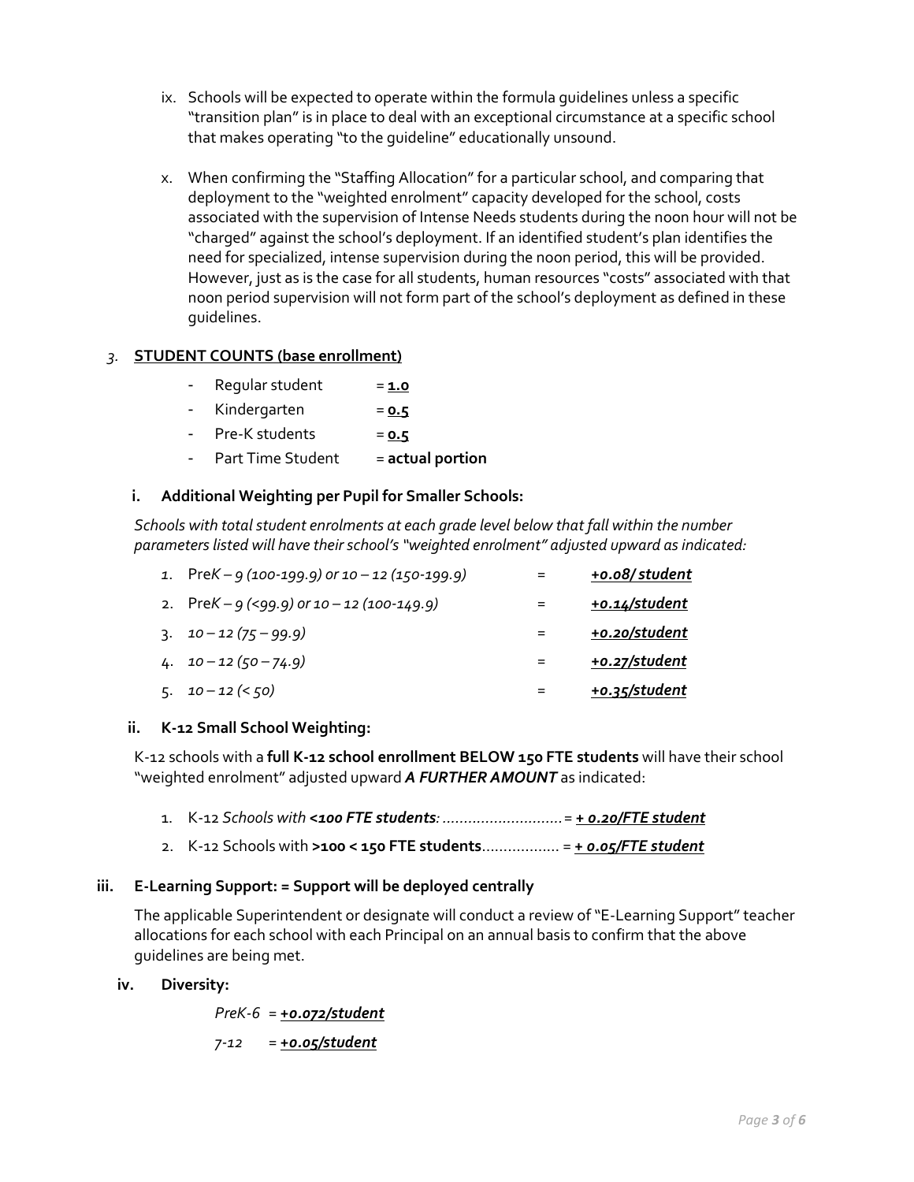ix. Schools will be expected to operate within the formula guidelines unless a specific "transition plan" is in place to deal with an exceptional circumstance at a specific school that makes operating "to the guideline" educationally unsound.

x. When confirming the "Staffing Allocation" for a particular school, and comparing that deployment to the "weighted enrolment" capacity developed for the school, costs associated with the supervision of Intense Needs students during the noon hour will not be "charged" against the school's deployment. If an identified student's plan identifies the need for specialized, intense supervision during the noon period, this will be provided. However, just as is the case for all students, human resources "costs" associated with that noon period supervision will not form part of the school's deployment as defined in these guidelines.

*3.* **STUDENT COUNTS (base enrollment)**

- Regular student = **1.0**
- Kindergarten = **0.5**
- Pre-K students = **0.5**
- Part Time Student = **actual portion**

**i. Additional Weighting per Pupil for Smaller Schools:**

*Schools with total student enrolments at each grade level below that fall within the number parameters listed will have their school's "weighted enrolment" adjusted upward as indicated:*

1. Pre*K – 9 (100-199.9) or 10 – 12 (150-199.9)* = ***+0.08/ student***
2. Pre*K – 9 (<99.9) or 10 – 12 (100-149.9)* = ***+0.14/student***
3. *10 – 12 (75 – 99.9)* = ***+0.20/student***
4. *10 – 12 (50 – 74.9)* = ***+0.27/student***
5. *10 – 12 (< 50)* = ***+0.35/student***

**ii. K-12 Small School Weighting:**

K-12 schools with a **full K-12 school enrollment BELOW 150 FTE students** will have their school "weighted enrolment" adjusted upward ***A FURTHER AMOUNT*** as indicated:

1. K-12 *Schools with **<100 FTE students**:* ............................ = ***+ 0.20/FTE student***
2. K-12 Schools with **>100 < 150 FTE students**.................. = ***+ 0.05/FTE student***

**iii. E-Learning Support: = Support will be deployed centrally**

The applicable Superintendent or designate will conduct a review of "E-Learning Support" teacher allocations for each school with each Principal on an annual basis to confirm that the above guidelines are being met.

**iv. Diversity:**

*PreK-6* = ***+0.072/student***

*7-12* = ***+0.05/student***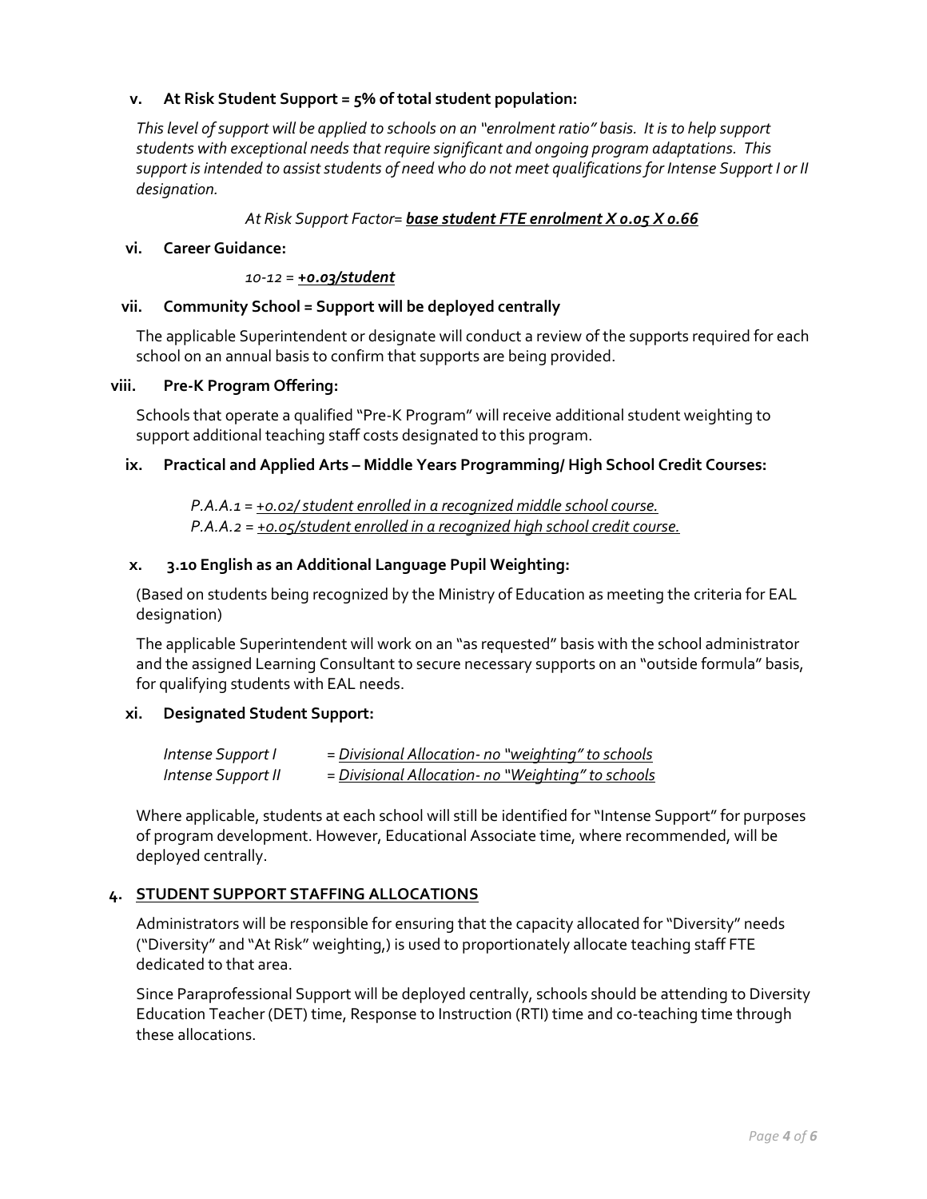### v. At Risk Student Support = 5% of total student population:

*This level of support will be applied to schools on an "enrolment ratio" basis. It is to help support students with exceptional needs that require significant and ongoing program adaptations. This support is intended to assist students of need who do not meet qualifications for Intense Support I or II designation.*

*At Risk Support Factor=* ***base student FTE enrolment X 0.05 X 0.66***

### vi. Career Guidance:

*10-12 =* ***+0.03/student***

### vii. Community School = Support will be deployed centrally

The applicable Superintendent or designate will conduct a review of the supports required for each school on an annual basis to confirm that supports are being provided.

### viii. Pre-K Program Offering:

Schools that operate a qualified "Pre-K Program" will receive additional student weighting to support additional teaching staff costs designated to this program.

### ix. Practical and Applied Arts – Middle Years Programming/ High School Credit Courses:

*P.A.A.1 = +0.02/ student enrolled in a recognized middle school course.*
*P.A.A.2 = +0.05/student enrolled in a recognized high school credit course.*

### x. 3.10 English as an Additional Language Pupil Weighting:

(Based on students being recognized by the Ministry of Education as meeting the criteria for EAL designation)

The applicable Superintendent will work on an "as requested" basis with the school administrator and the assigned Learning Consultant to secure necessary supports on an "outside formula" basis, for qualifying students with EAL needs.

### xi. Designated Student Support:

*Intense Support I = Divisional Allocation- no "weighting" to schools*
*Intense Support II = Divisional Allocation- no "Weighting" to schools*

Where applicable, students at each school will still be identified for "Intense Support" for purposes of program development. However, Educational Associate time, where recommended, will be deployed centrally.

## 4. STUDENT SUPPORT STAFFING ALLOCATIONS

Administrators will be responsible for ensuring that the capacity allocated for "Diversity" needs ("Diversity" and "At Risk" weighting,) is used to proportionately allocate teaching staff FTE dedicated to that area.

Since Paraprofessional Support will be deployed centrally, schools should be attending to Diversity Education Teacher (DET) time, Response to Instruction (RTI) time and co-teaching time through these allocations.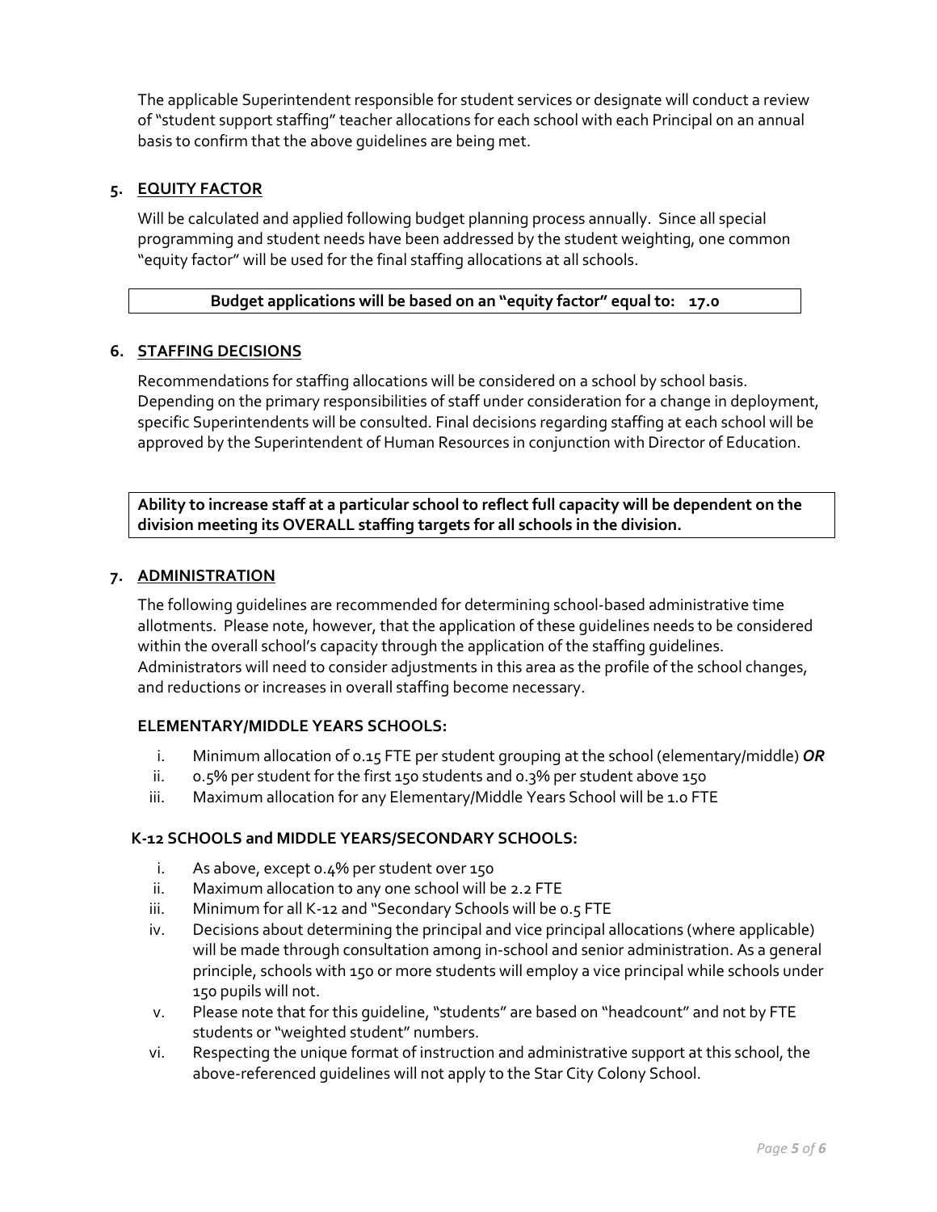The applicable Superintendent responsible for student services or designate will conduct a review of "student support staffing" teacher allocations for each school with each Principal on an annual basis to confirm that the above guidelines are being met.

## 5. EQUITY FACTOR

Will be calculated and applied following budget planning process annually. Since all special programming and student needs have been addressed by the student weighting, one common "equity factor" will be used for the final staffing allocations at all schools.

**Budget applications will be based on an "equity factor" equal to: 17.0**

## 6. STAFFING DECISIONS

Recommendations for staffing allocations will be considered on a school by school basis. Depending on the primary responsibilities of staff under consideration for a change in deployment, specific Superintendents will be consulted. Final decisions regarding staffing at each school will be approved by the Superintendent of Human Resources in conjunction with Director of Education.

**Ability to increase staff at a particular school to reflect full capacity will be dependent on the division meeting its OVERALL staffing targets for all schools in the division.**

## 7. ADMINISTRATION

The following guidelines are recommended for determining school-based administrative time allotments. Please note, however, that the application of these guidelines needs to be considered within the overall school's capacity through the application of the staffing guidelines. Administrators will need to consider adjustments in this area as the profile of the school changes, and reductions or increases in overall staffing become necessary.

### ELEMENTARY/MIDDLE YEARS SCHOOLS:

i. Minimum allocation of 0.15 FTE per student grouping at the school (elementary/middle) ***OR***
ii. 0.5% per student for the first 150 students and 0.3% per student above 150
iii. Maximum allocation for any Elementary/Middle Years School will be 1.0 FTE

### K-12 SCHOOLS and MIDDLE YEARS/SECONDARY SCHOOLS:

i. As above, except 0.4% per student over 150
ii. Maximum allocation to any one school will be 2.2 FTE
iii. Minimum for all K-12 and "Secondary Schools will be 0.5 FTE
iv. Decisions about determining the principal and vice principal allocations (where applicable) will be made through consultation among in-school and senior administration. As a general principle, schools with 150 or more students will employ a vice principal while schools under 150 pupils will not.
v. Please note that for this guideline, "students" are based on "headcount" and not by FTE students or "weighted student" numbers.
vi. Respecting the unique format of instruction and administrative support at this school, the above-referenced guidelines will not apply to the Star City Colony School.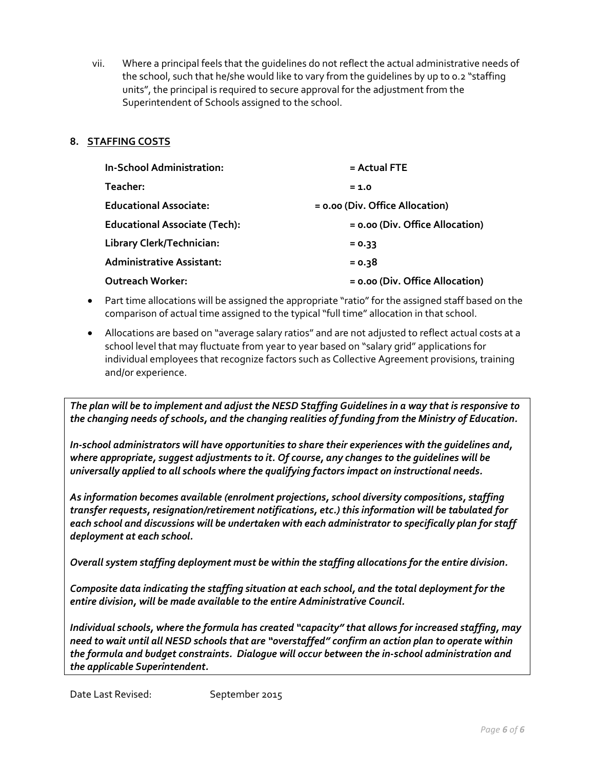vii. Where a principal feels that the guidelines do not reflect the actual administrative needs of the school, such that he/she would like to vary from the guidelines by up to 0.2 "staffing units", the principal is required to secure approval for the adjustment from the Superintendent of Schools assigned to the school.

## 8. STAFFING COSTS

| | |
|---|---|
| **In-School Administration:** | **= Actual FTE** |
| **Teacher:** | **= 1.0** |
| **Educational Associate:** | **= 0.00 (Div. Office Allocation)** |
| **Educational Associate (Tech):** | **= 0.00 (Div. Office Allocation)** |
| **Library Clerk/Technician:** | **= 0.33** |
| **Administrative Assistant:** | **= 0.38** |
| **Outreach Worker:** | **= 0.00 (Div. Office Allocation)** |

- Part time allocations will be assigned the appropriate "ratio" for the assigned staff based on the comparison of actual time assigned to the typical "full time" allocation in that school.
- Allocations are based on "average salary ratios" and are not adjusted to reflect actual costs at a school level that may fluctuate from year to year based on "salary grid" applications for individual employees that recognize factors such as Collective Agreement provisions, training and/or experience.

***The plan will be to implement and adjust the NESD Staffing Guidelines in a way that is responsive to the changing needs of schools, and the changing realities of funding from the Ministry of Education.***

***In-school administrators will have opportunities to share their experiences with the guidelines and, where appropriate, suggest adjustments to it. Of course, any changes to the guidelines will be universally applied to all schools where the qualifying factors impact on instructional needs.***

***As information becomes available (enrolment projections, school diversity compositions, staffing transfer requests, resignation/retirement notifications, etc.) this information will be tabulated for each school and discussions will be undertaken with each administrator to specifically plan for staff deployment at each school.***

***Overall system staffing deployment must be within the staffing allocations for the entire division.***

***Composite data indicating the staffing situation at each school, and the total deployment for the entire division, will be made available to the entire Administrative Council.***

***Individual schools, where the formula has created "capacity" that allows for increased staffing, may need to wait until all NESD schools that are "overstaffed" confirm an action plan to operate within the formula and budget constraints. Dialogue will occur between the in-school administration and the applicable Superintendent.***

Date Last Revised: September 2015